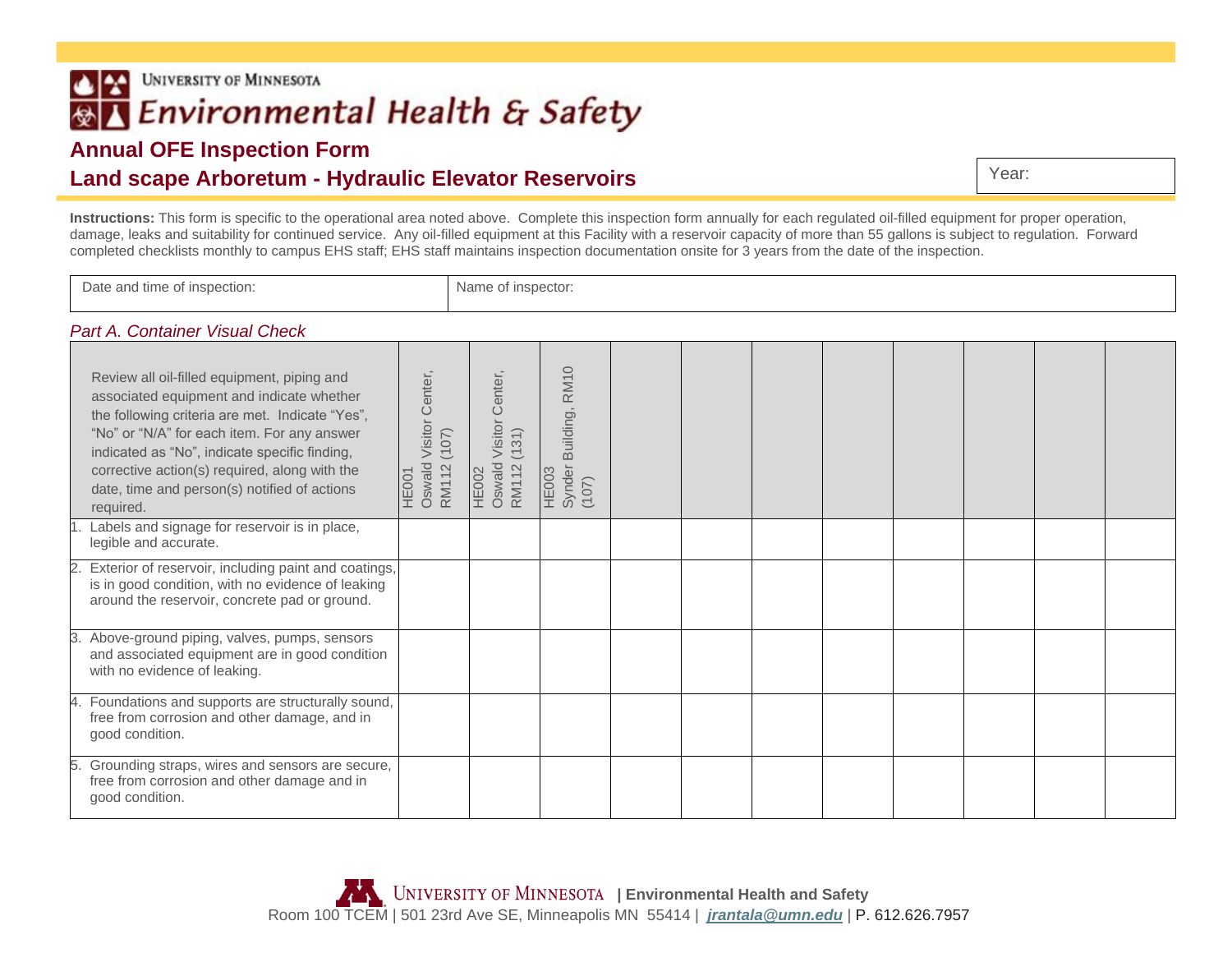UNIVERSITY OF MINNESOTA

# Environmental Health & Safety

## Annual OFE Inspection Form

## Land scape Arboretum - Hydraulic Elevator Reservoirs

Year:

**Instructions:** This form is specific to the operational area noted above. Complete this inspection form annually for each regulated oil-filled equipment for proper operation, damage, leaks and suitability for continued service. Any oil-filled equipment at this Facility with a reservoir capacity of more than 55 gallons is subject to regulation. Forward completed checklists monthly to campus EHS staff; EHS staff maintains inspection documentation onsite for 3 years from the date of the inspection.

| Date and time of inspection: | Name of inspector: |
|---|---|
| | |

*Part A. Container Visual Check*

| Review all oil-filled equipment, piping and associated equipment and indicate whether the following criteria are met. Indicate "Yes", "No" or "N/A" for each item. For any answer indicated as "No", indicate specific finding, corrective action(s) required, along with the date, time and person(s) notified of actions required. | HE001 Oswald Visitor Center, RM112 (107) | HE002 Oswald Visitor Center, RM112 (131) | HE003 Synder Building, RM10 (107) | | | | | | | | |
|---|---|---|---|---|---|---|---|---|---|---|---|
| 1. Labels and signage for reservoir is in place, legible and accurate. | | | | | | | | | | | |
| 2. Exterior of reservoir, including paint and coatings, is in good condition, with no evidence of leaking around the reservoir, concrete pad or ground. | | | | | | | | | | | |
| 3. Above-ground piping, valves, pumps, sensors and associated equipment are in good condition with no evidence of leaking. | | | | | | | | | | | |
| 4. Foundations and supports are structurally sound, free from corrosion and other damage, and in good condition. | | | | | | | | | | | |
| 5. Grounding straps, wires and sensors are secure, free from corrosion and other damage and in good condition. | | | | | | | | | | | |

UNIVERSITY OF MINNESOTA | Environmental Health and Safety
Room 100 TCEM | 501 23rd Ave SE, Minneapolis MN 55414 | jrantala@umn.edu | P. 612.626.7957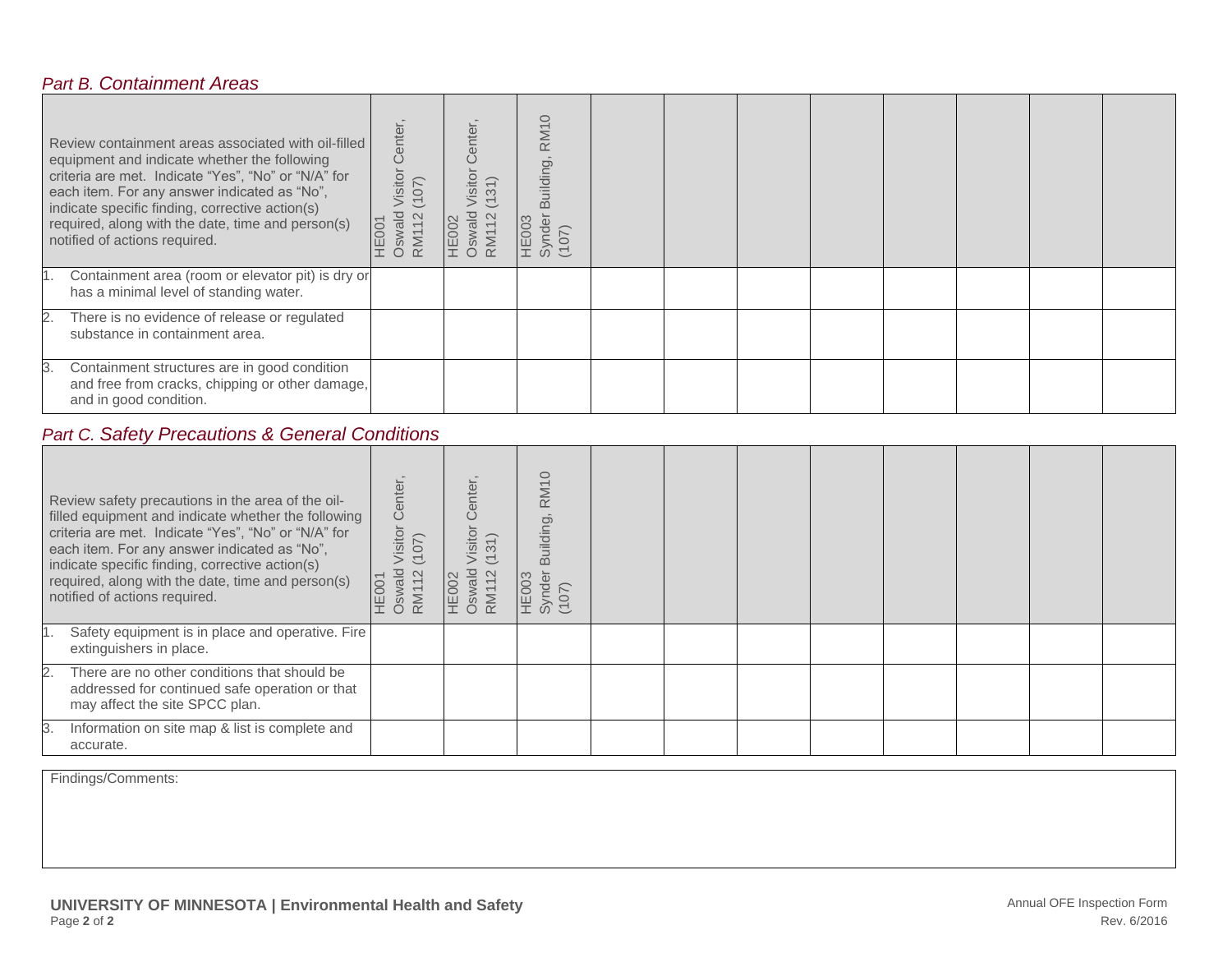### *Part B. Containment Areas*

| Review containment areas associated with oil-filled equipment and indicate whether the following criteria are met. Indicate "Yes", "No" or "N/A" for each item. For any answer indicated as "No", indicate specific finding, corrective action(s) required, along with the date, time and person(s) notified of actions required. | HE001 Oswald Visitor Center, RM112 (107) | HE002 Oswald Visitor Center, RM112 (131) | HE003 Synder Building, RM10 (107) | | | | | | | | |
|---|---|---|---|---|---|---|---|---|---|---|---|
| 1. Containment area (room or elevator pit) is dry or has a minimal level of standing water. | | | | | | | | | | | |
| 2. There is no evidence of release or regulated substance in containment area. | | | | | | | | | | | |
| 3. Containment structures are in good condition and free from cracks, chipping or other damage, and in good condition. | | | | | | | | | | | |

### *Part C. Safety Precautions & General Conditions*

| Review safety precautions in the area of the oil-filled equipment and indicate whether the following criteria are met. Indicate "Yes", "No" or "N/A" for each item. For any answer indicated as "No", indicate specific finding, corrective action(s) required, along with the date, time and person(s) notified of actions required. | HE001 Oswald Visitor Center, RM112 (107) | HE002 Oswald Visitor Center, RM112 (131) | HE003 Synder Building, RM10 (107) | | | | | | | | |
|---|---|---|---|---|---|---|---|---|---|---|---|
| 1. Safety equipment is in place and operative. Fire extinguishers in place. | | | | | | | | | | | |
| 2. There are no other conditions that should be addressed for continued safe operation or that may affect the site SPCC plan. | | | | | | | | | | | |
| 3. Information on site map & list is complete and accurate. | | | | | | | | | | | |

Findings/Comments:

**UNIVERSITY OF MINNESOTA | Environmental Health and Safety**

Annual OFE Inspection Form
Rev. 6/2016